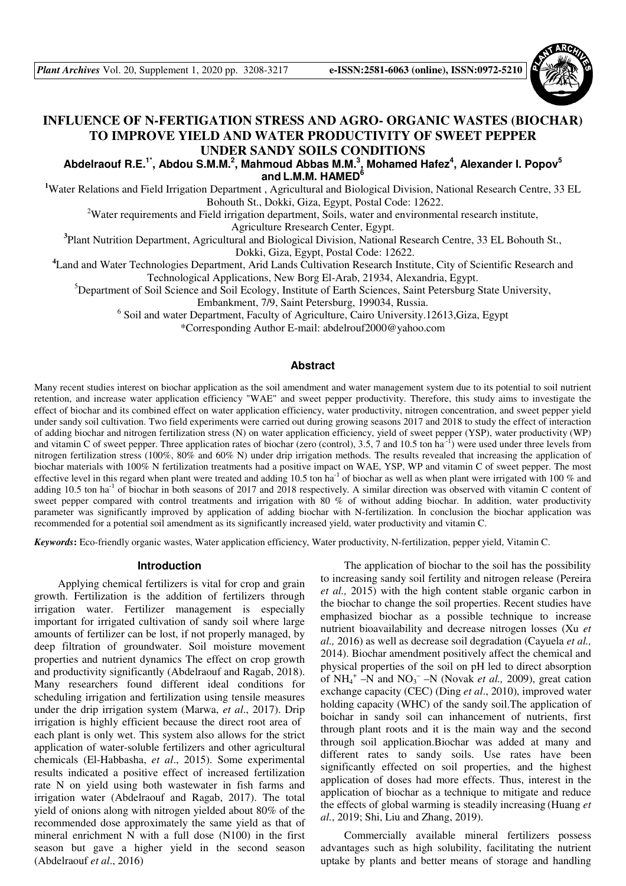# INFLUENCE OF N-FERTIGATION STRESS AND AGRO- ORGANIC WASTES (BIOCHAR) TO IMPROVE YIELD AND WATER PRODUCTIVITY OF SWEET PEPPER UNDER SANDY SOILS CONDITIONS

**Abdelraouf R.E.[1*], Abdou S.M.M.[2], Mahmoud Abbas M.M.[3], Mohamed Hafez[4], Alexander I. Popov[5] and L.M.M. HAMED[6]**

[1]Water Relations and Field Irrigation Department , Agricultural and Biological Division, National Research Centre, 33 EL Bohouth St., Dokki, Giza, Egypt, Postal Code: 12622.

[2]Water requirements and Field irrigation department, Soils, water and environmental research institute, Agriculture Rresearch Center, Egypt.

[3]Plant Nutrition Department, Agricultural and Biological Division, National Research Centre, 33 EL Bohouth St., Dokki, Giza, Egypt, Postal Code: 12622.

[4]Land and Water Technologies Department, Arid Lands Cultivation Research Institute, City of Scientific Research and Technological Applications, New Borg El-Arab, 21934, Alexandria, Egypt.

[5]Department of Soil Science and Soil Ecology, Institute of Earth Sciences, Saint Petersburg State University, Embankment, 7/9, Saint Petersburg, 199034, Russia.

[6] Soil and water Department, Faculty of Agriculture, Cairo University.12613,Giza, Egypt

*Corresponding Author E-mail: abdelrouf2000@yahoo.com

## Abstract

Many recent studies interest on biochar application as the soil amendment and water management system due to its potential to soil nutrient retention, and increase water application efficiency "WAE" and sweet pepper productivity. Therefore, this study aims to investigate the effect of biochar and its combined effect on water application efficiency, water productivity, nitrogen concentration, and sweet pepper yield under sandy soil cultivation. Two field experiments were carried out during growing seasons 2017 and 2018 to study the effect of interaction of adding biochar and nitrogen fertilization stress (N) on water application efficiency, yield of sweet pepper (YSP), water productivity (WP) and vitamin C of sweet pepper. Three application rates of biochar (zero (control), 3.5, 7 and 10.5 ton ha$^{-1}$) were used under three levels from nitrogen fertilization stress (100%, 80% and 60% N) under drip irrigation methods. The results revealed that increasing the application of biochar materials with 100% N fertilization treatments had a positive impact on WAE, YSP, WP and vitamin C of sweet pepper. The most effective level in this regard when plant were treated and adding 10.5 ton ha$^{-1}$ of biochar as well as when plant were irrigated with 100 % and adding 10.5 ton ha$^{-1}$ of biochar in both seasons of 2017 and 2018 respectively. A similar direction was observed with vitamin C content of sweet pepper compared with control treatments and irrigation with 80 % of without adding biochar. In addition, water productivity parameter was significantly improved by application of adding biochar with N-fertilization. In conclusion the biochar application was recommended for a potential soil amendment as its significantly increased yield, water productivity and vitamin C.

***Keywords*:** Eco-friendly organic wastes, Water application efficiency, Water productivity, N-fertilization, pepper yield, Vitamin C.

## Introduction

Applying chemical fertilizers is vital for crop and grain growth. Fertilization is the addition of fertilizers through irrigation water. Fertilizer management is especially important for irrigated cultivation of sandy soil where large amounts of fertilizer can be lost, if not properly managed, by deep filtration of groundwater. Soil moisture movement properties and nutrient dynamics The effect on crop growth and productivity significantly (Abdelraouf and Ragab, 2018). Many researchers found different ideal conditions for scheduling irrigation and fertilization using tensile measures under the drip irrigation system (Marwa, *et al*., 2017). Drip irrigation is highly efficient because the direct root area of each plant is only wet. This system also allows for the strict application of water-soluble fertilizers and other agricultural chemicals (El-Habbasha, *et al*., 2015). Some experimental results indicated a positive effect of increased fertilization rate N on yield using both wastewater in fish farms and irrigation water (Abdelraouf and Ragab, 2017). The total yield of onions along with nitrogen yielded about 80% of the recommended dose approximately the same yield as that of mineral enrichment N with a full dose (N100) in the first season but gave a higher yield in the second season (Abdelraouf *et al*., 2016)

The application of biochar to the soil has the possibility to increasing sandy soil fertility and nitrogen release (Pereira *et al.,* 2015) with the high content stable organic carbon in the biochar to change the soil properties. Recent studies have emphasized biochar as a possible technique to increase nutrient bioavailability and decrease nitrogen losses (Xu *et al.,* 2016) as well as decrease soil degradation (Cayuela *et al.,* 2014). Biochar amendment positively affect the chemical and physical properties of the soil on pH led to direct absorption of $NH_4^+$ –N and $NO_3^-$ –N (Novak *et al.,* 2009), great cation exchange capacity (CEC) (Ding *et al*., 2010), improved water holding capacity (WHC) of the sandy soil.The application of boichar in sandy soil can inhancement of nutrients, first through plant roots and it is the main way and the second through soil application.Biochar was added at many and different rates to sandy soils. Use rates have been significantly effected on soil properties, and the highest application of doses had more effects. Thus, interest in the application of biochar as a technique to mitigate and reduce the effects of global warming is steadily increasing (Huang *et al.*, 2019; Shi, Liu and Zhang, 2019).

Commercially available mineral fertilizers possess advantages such as high solubility, facilitating the nutrient uptake by plants and better means of storage and handling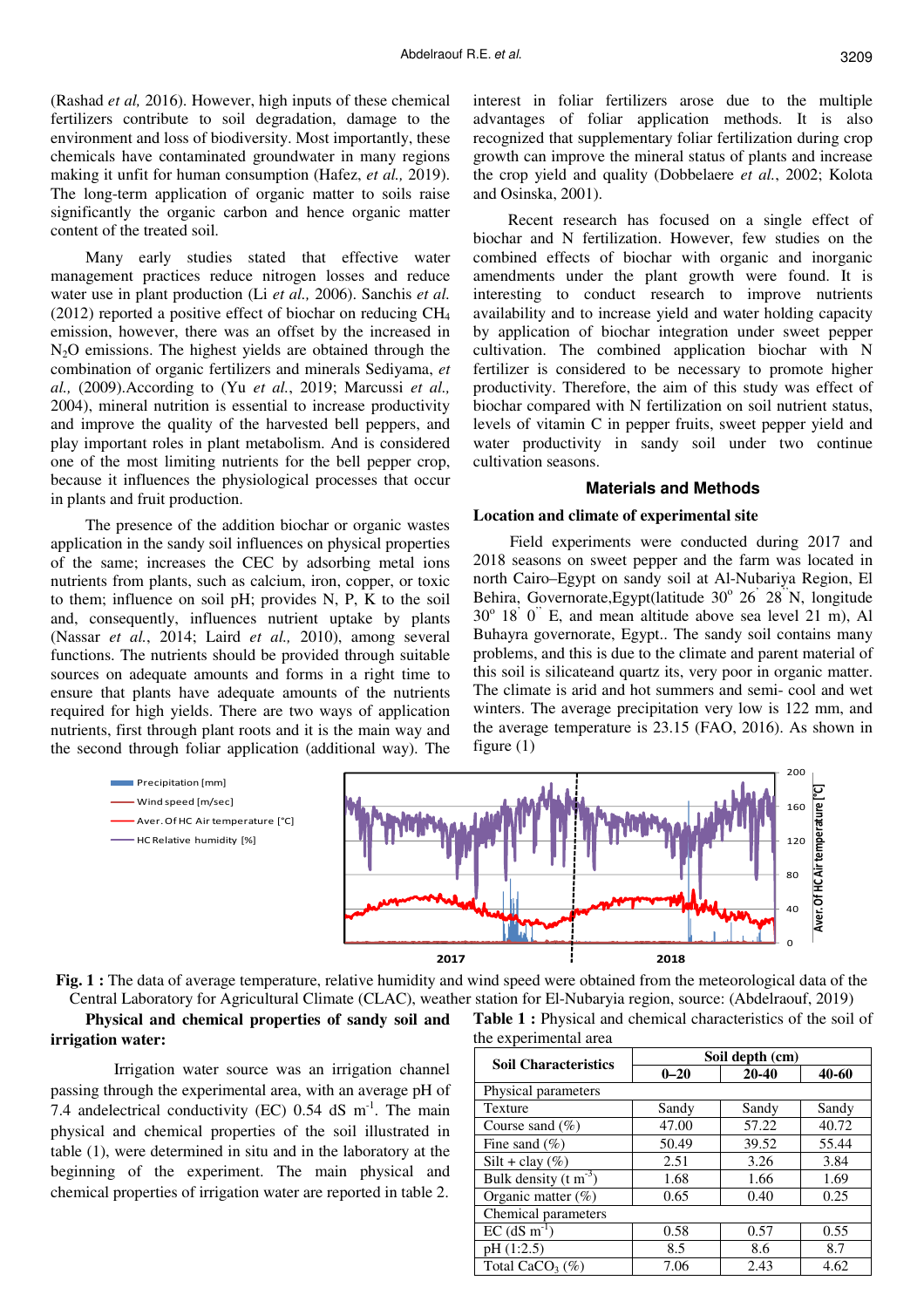(Rashad *et al,* 2016). However, high inputs of these chemical fertilizers contribute to soil degradation, damage to the environment and loss of biodiversity. Most importantly, these chemicals have contaminated groundwater in many regions making it unfit for human consumption (Hafez, *et al.,* 2019). The long-term application of organic matter to soils raise significantly the organic carbon and hence organic matter content of the treated soil.

Many early studies stated that effective water management practices reduce nitrogen losses and reduce water use in plant production (Li *et al.,* 2006). Sanchis *et al.* (2012) reported a positive effect of biochar on reducing $CH_4$ emission, however, there was an offset by the increased in $N_2O$ emissions. The highest yields are obtained through the combination of organic fertilizers and minerals Sediyama, *et al.,* (2009).According to (Yu *et al.*, 2019; Marcussi *et al.,* 2004), mineral nutrition is essential to increase productivity and improve the quality of the harvested bell peppers, and play important roles in plant metabolism. And is considered one of the most limiting nutrients for the bell pepper crop, because it influences the physiological processes that occur in plants and fruit production.

The presence of the addition biochar or organic wastes application in the sandy soil influences on physical properties of the same; increases the CEC by adsorbing metal ions nutrients from plants, such as calcium, iron, copper, or toxic to them; influence on soil pH; provides N, P, K to the soil and, consequently, influences nutrient uptake by plants (Nassar *et al.*, 2014; Laird *et al.,* 2010), among several functions. The nutrients should be provided through suitable sources on adequate amounts and forms in a right time to ensure that plants have adequate amounts of the nutrients required for high yields. There are two ways of application nutrients, first through plant roots and it is the main way and the second through foliar application (additional way). The interest in foliar fertilizers arose due to the multiple advantages of foliar application methods. It is also recognized that supplementary foliar fertilization during crop growth can improve the mineral status of plants and increase the crop yield and quality (Dobbelaere *et al.*, 2002; Kolota and Osinska, 2001).

Recent research has focused on a single effect of biochar and N fertilization. However, few studies on the combined effects of biochar with organic and inorganic amendments under the plant growth were found. It is interesting to conduct research to improve nutrients availability and to increase yield and water holding capacity by application of biochar integration under sweet pepper cultivation. The combined application biochar with N fertilizer is considered to be necessary to promote higher productivity. Therefore, the aim of this study was effect of biochar compared with N fertilization on soil nutrient status, levels of vitamin C in pepper fruits, sweet pepper yield and water productivity in sandy soil under two continue cultivation seasons.

## Materials and Methods

### Location and climate of experimental site

Field experiments were conducted during 2017 and 2018 seasons on sweet pepper and the farm was located in north Cairo–Egypt on sandy soil at Al-Nubariya Region, El Behira, Governorate,Egypt(latitude 30° 26' 28" N, longitude 30° 18' 0" E, and mean altitude above sea level 21 m), Al Buhayra governorate, Egypt.. The sandy soil contains many problems, and this is due to the climate and parent material of this soil is silicateand quartz its, very poor in organic matter. The climate is arid and hot summers and semi- cool and wet winters. The average precipitation very low is 122 mm, and the average temperature is 23.15 (FAO, 2016). As shown in figure (1)

**Fig. 1 :** The data of average temperature, relative humidity and wind speed were obtained from the meteorological data of the Central Laboratory for Agricultural Climate (CLAC), weather station for El-Nubaryia region, source: (Abdelraouf, 2019)

### Physical and chemical properties of sandy soil and irrigation water:

Irrigation water source was an irrigation channel passing through the experimental area, with an average pH of 7.4 andelectrical conductivity (EC) 0.54 dS $m^{-1}$. The main physical and chemical properties of the soil illustrated in table (1), were determined in situ and in the laboratory at the beginning of the experiment. The main physical and chemical properties of irrigation water are reported in table 2.

**Table 1 :** Physical and chemical characteristics of the soil of the experimental area

| Soil Characteristics | Soil depth (cm) | | |
|---|---|---|---|
| | 0–20 | 20-40 | 40-60 |
| Physical parameters | | | |
| Texture | Sandy | Sandy | Sandy |
| Course sand (%) | 47.00 | 57.22 | 40.72 |
| Fine sand (%) | 50.49 | 39.52 | 55.44 |
| Silt + clay (%) | 2.51 | 3.26 | 3.84 |
| Bulk density (t $m^{-3}$) | 1.68 | 1.66 | 1.69 |
| Organic matter (%) | 0.65 | 0.40 | 0.25 |
| Chemical parameters | | | |
| EC (dS $m^{-1}$) | 0.58 | 0.57 | 0.55 |
| pH (1:2.5) | 8.5 | 8.6 | 8.7 |
| Total $CaCO_3$ (%) | 7.06 | 2.43 | 4.62 |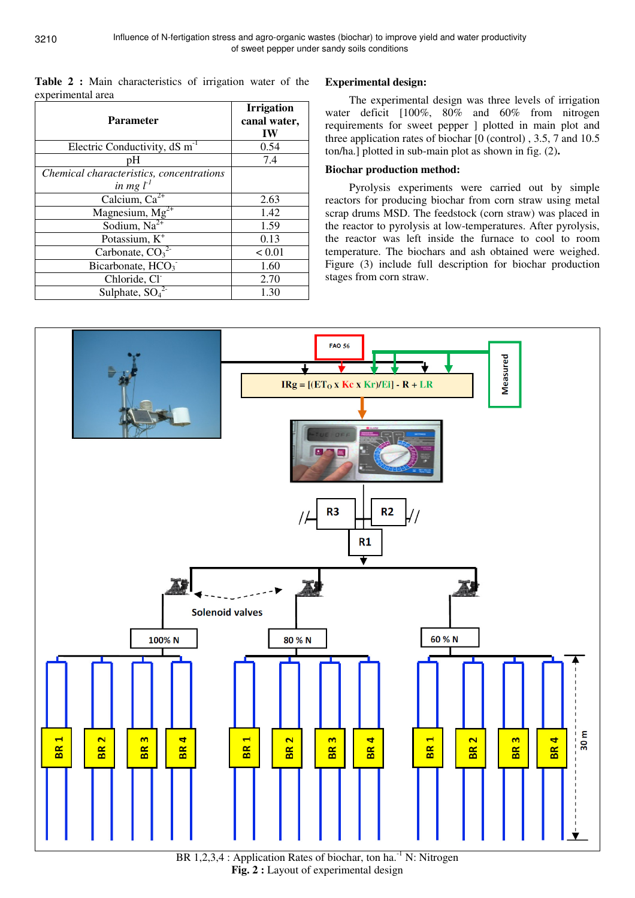**Table 2 :** Main characteristics of irrigation water of the experimental area

| Parameter | Irrigation canal water, IW |
|---|---|
| Electric Conductivity, dS $m^{-1}$ | 0.54 |
| pH | 7.4 |
| *Chemical characteristics, concentrations in mg $l^{-1}$* | |
| Calcium, $Ca^{2+}$ | 2.63 |
| Magnesium, $Mg^{2+}$ | 1.42 |
| Sodium, $Na^{2+}$ | 1.59 |
| Potassium, $K^{+}$ | 0.13 |
| Carbonate, $CO_3^{2-}$ | < 0.01 |
| Bicarbonate, $HCO_3^{-}$ | 1.60 |
| Chloride, $Cl^{-}$ | 2.70 |
| Sulphate, $SO_4^{2-}$ | 1.30 |

**Experimental design:**

The experimental design was three levels of irrigation water deficit [100%, 80% and 60% from nitrogen requirements for sweet pepper ] plotted in main plot and three application rates of biochar [0 (control) , 3.5, 7 and 10.5 ton/ha.] plotted in sub-main plot as shown in fig. (2)**.**

**Biochar production method:**

Pyrolysis experiments were carried out by simple reactors for producing biochar from corn straw using metal scrap drums MSD. The feedstock (corn straw) was placed in the reactor to pyrolysis at low-temperatures. After pyrolysis, the reactor was left inside the furnace to cool to room temperature. The biochars and ash obtained were weighed. Figure (3) include full description for biochar production stages from corn straw.

BR 1,2,3,4 : Application Rates of biochar, ton $ha^{-1}$ N: Nitrogen

**Fig. 2 :** Layout of experimental design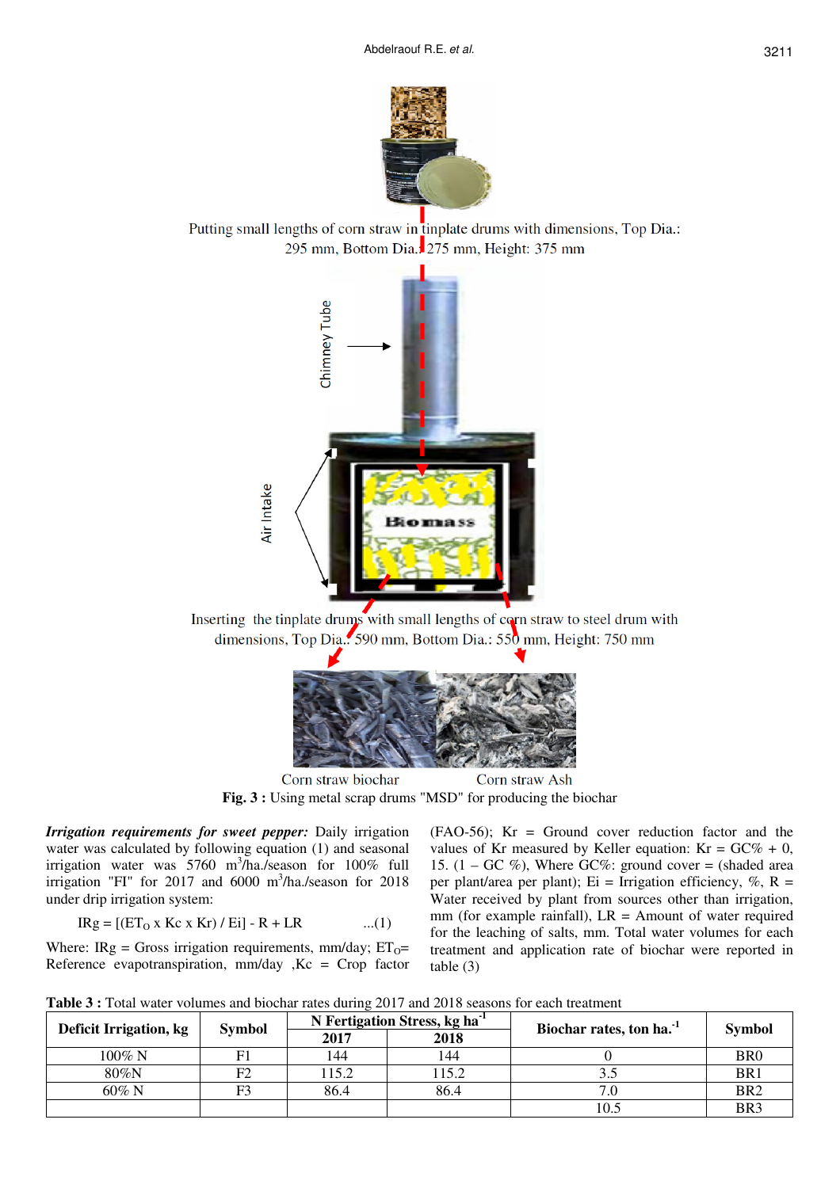Putting small lengths of corn straw in tinplate drums with dimensions, Top Dia.: 295 mm, Bottom Dia.: 275 mm, Height: 375 mm

Chimney Tube

Air Intake

Biomass

Inserting the tinplate drums with small lengths of corn straw to steel drum with dimensions, Top Dia.: 590 mm, Bottom Dia.: 550 mm, Height: 750 mm

Corn straw biochar    Corn straw Ash

**Fig. 3 :** Using metal scrap drums "MSD" for producing the biochar

***Irrigation requirements for sweet pepper:*** Daily irrigation water was calculated by following equation (1) and seasonal irrigation water was 5760 $m^3$/ha./season for 100% full irrigation "FI" for 2017 and 6000 $m^3$/ha./season for 2018 under drip irrigation system:

$$IRg = [(ET_O \times Kc \times Kr) / Ei] - R + LR \quad ...(1)$$

Where: IRg = Gross irrigation requirements, mm/day; $ET_O$= Reference evapotranspiration, mm/day ,Kc = Crop factor (FAO-56); Kr = Ground cover reduction factor and the values of Kr measured by Keller equation: Kr = GC% + 0, 15. (1 – GC %), Where GC%: ground cover = (shaded area per plant/area per plant); Ei = Irrigation efficiency, %, R = Water received by plant from sources other than irrigation, mm (for example rainfall), LR = Amount of water required for the leaching of salts, mm. Total water volumes for each treatment and application rate of biochar were reported in table (3)

**Table 3 :** Total water volumes and biochar rates during 2017 and 2018 seasons for each treatment

| Deficit Irrigation, kg | Symbol | N Fertigation Stress, kg $ha^{-1}$ | | Biochar rates, ton $ha.^{-1}$ | Symbol |
|---|---|---|---|---|---|
| | | 2017 | 2018 | | |
| 100% N | F1 | 144 | 144 | 0 | BR0 |
| 80%N | F2 | 115.2 | 115.2 | 3.5 | BR1 |
| 60% N | F3 | 86.4 | 86.4 | 7.0 | BR2 |
| | | | | 10.5 | BR3 |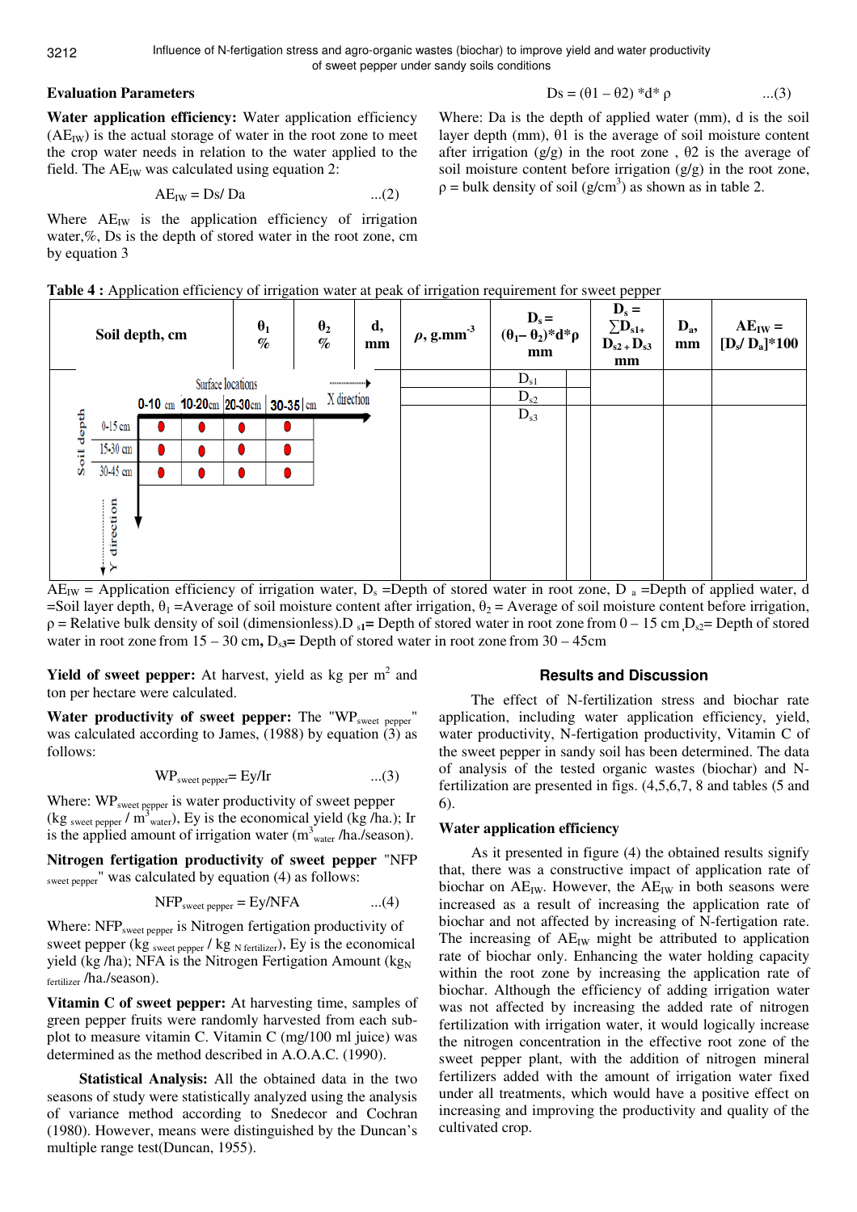### Evaluation Parameters

**Water application efficiency:** Water application efficiency ($AE_{IW}$) is the actual storage of water in the root zone to meet the crop water needs in relation to the water applied to the field. The $AE_{IW}$ was calculated using equation 2:

$$AE_{IW} = Ds/ Da \qquad ...(2)$$

Where $AE_{IW}$ is the application efficiency of irrigation water,%, Ds is the depth of stored water in the root zone, cm by equation 3

$$Ds = (\theta 1 - \theta 2) * d * \rho \qquad ...(3)$$

Where: Da is the depth of applied water (mm), d is the soil layer depth (mm), θ1 is the average of soil moisture content after irrigation (g/g) in the root zone , θ2 is the average of soil moisture content before irrigation (g/g) in the root zone, ρ = bulk density of soil ($g/cm^3$) as shown as in table 2.

**Table 4 :** Application efficiency of irrigation water at peak of irrigation requirement for sweet pepper

| Soil depth, cm | $\theta_1$ % | $\theta_2$ % | d, mm | $\rho$, $g.mm^{-3}$ | $D_s = (\theta_1 - \theta_2)*d*\rho$ mm | | $D_s = \sum D_{s1} + D_{s2} + D_{s3}$ mm | $D_a$, mm | $AE_{IW} = [D_s/ D_a]*100$ |
|---|---|---|---|---|---|---|---|---|---|
| Surface locations (X direction): 0-10 cm, 10-20cm, 20-30cm, 30-35 cm; Soil depth (Y direction): 0-15 cm, 15-30 cm, 30-45 cm | | | | | $D_{s1}$ | | | | |
| | | | | | $D_{s2}$ | | | | |
| | | | | | $D_{s3}$ | | | | |

$AE_{IW}$ = Application efficiency of irrigation water, $D_s$ =Depth of stored water in root zone, $D_a$ =Depth of applied water, d =Soil layer depth, $\theta_1$ =Average of soil moisture content after irrigation, $\theta_2$ = Average of soil moisture content before irrigation, ρ = Relative bulk density of soil (dimensionless). $D_{s1}$= Depth of stored water in root zone from 0 – 15 cm , $D_{s2}$= Depth of stored water in root zone from 15 – 30 cm, $D_{s3}$= Depth of stored water in root zone from 30 – 45cm

**Yield of sweet pepper:** At harvest, yield as kg per $m^2$ and ton per hectare were calculated.

**Water productivity of sweet pepper:** The "$WP_{sweet\ pepper}$" was calculated according to James, (1988) by equation (3) as follows:

$$WP_{sweet\ pepper} = Ey/Ir \qquad ...(3)$$

Where: $WP_{sweet\ pepper}$ is water productivity of sweet pepper ($kg_{\ sweet\ pepper}$ / $m^3_{\ water}$), Ey is the economical yield (kg /ha.); Ir is the applied amount of irrigation water ($m^3_{\ water}$ /ha./season).

**Nitrogen fertigation productivity of sweet pepper** "$NFP_{sweet\ pepper}$" was calculated by equation (4) as follows:

$$NFP_{sweet\ pepper} = Ey/NFA \qquad ...(4)$$

Where: $NFP_{sweet\ pepper}$ is Nitrogen fertigation productivity of sweet pepper ($kg_{\ sweet\ pepper}$ / $kg_{\ N\ fertilizer}$), Ey is the economical yield (kg /ha); NFA is the Nitrogen Fertigation Amount ($kg_{N\ fertilizer}$ /ha./season).

**Vitamin C of sweet pepper:** At harvesting time, samples of green pepper fruits were randomly harvested from each sub-plot to measure vitamin C. Vitamin C (mg/100 ml juice) was determined as the method described in A.O.A.C. (1990).

**Statistical Analysis:** All the obtained data in the two seasons of study were statistically analyzed using the analysis of variance method according to Snedecor and Cochran (1980). However, means were distinguished by the Duncan's multiple range test(Duncan, 1955).

## Results and Discussion

The effect of N-fertilization stress and biochar rate application, including water application efficiency, yield, water productivity, N-fertigation productivity, Vitamin C of the sweet pepper in sandy soil has been determined. The data of analysis of the tested organic wastes (biochar) and N-fertilization are presented in figs. (4,5,6,7, 8 and tables (5 and 6).

### Water application efficiency

As it presented in figure (4) the obtained results signify that, there was a constructive impact of application rate of biochar on $AE_{IW}$. However, the $AE_{IW}$ in both seasons were increased as a result of increasing the application rate of biochar and not affected by increasing of N-fertigation rate. The increasing of $AE_{IW}$ might be attributed to application rate of biochar only. Enhancing the water holding capacity within the root zone by increasing the application rate of biochar. Although the efficiency of adding irrigation water was not affected by increasing the added rate of nitrogen fertilization with irrigation water, it would logically increase the nitrogen concentration in the effective root zone of the sweet pepper plant, with the addition of nitrogen mineral fertilizers added with the amount of irrigation water fixed under all treatments, which would have a positive effect on increasing and improving the productivity and quality of the cultivated crop.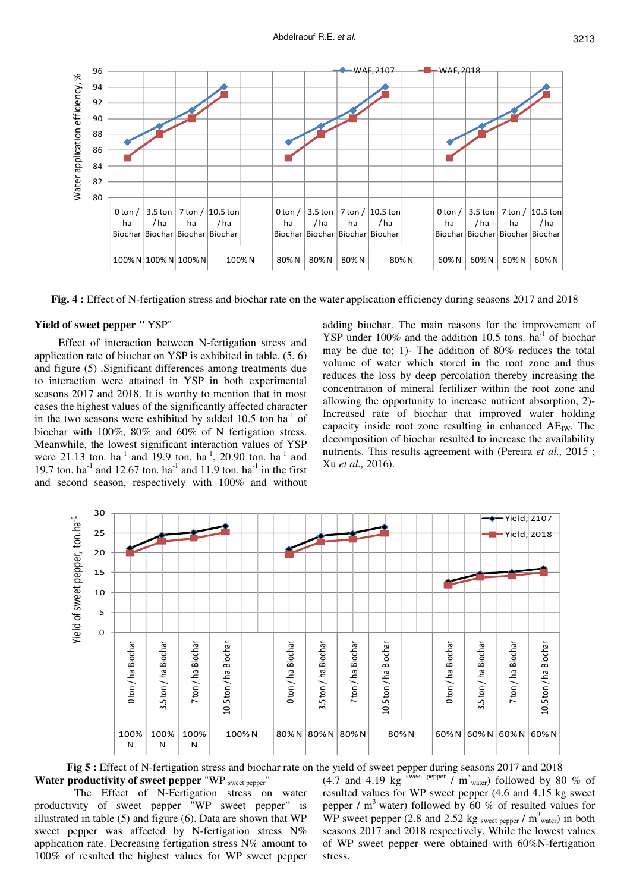Fig. 4 : Effect of N-fertigation stress and biochar rate on the water application efficiency during seasons 2017 and 2018

## Yield of sweet pepper " YSP"

Effect of interaction between N-fertigation stress and application rate of biochar on YSP is exhibited in table. (5, 6) and figure (5) .Significant differences among treatments due to interaction were attained in YSP in both experimental seasons 2017 and 2018. It is worthy to mention that in most cases the highest values of the significantly affected character in the two seasons were exhibited by added 10.5 ton $ha^{-1}$ of biochar with 100%, 80% and 60% of N fertigation stress. Meanwhile, the lowest significant interaction values of YSP were 21.13 ton. $ha^{-1}$ and 19.9 ton. $ha^{-1}$, 20.90 ton. $ha^{-1}$ and 19.7 ton. $ha^{-1}$ and 12.67 ton. $ha^{-1}$ and 11.9 ton. $ha^{-1}$ in the first and second season, respectively with 100% and without adding biochar. The main reasons for the improvement of YSP under 100% and the addition 10.5 tons. $ha^{-1}$ of biochar may be due to; 1)- The addition of 80% reduces the total volume of water which stored in the root zone and thus reduces the loss by deep percolation thereby increasing the concentration of mineral fertilizer within the root zone and allowing the opportunity to increase nutrient absorption, 2)- Increased rate of biochar that improved water holding capacity inside root zone resulting in enhanced $AE_{IW}$. The decomposition of biochar resulted to increase the availability nutrients. This results agreement with (Pereira *et al.,* 2015 ; Xu *et al.,* 2016).

Fig 5 : Effect of N-fertigation stress and biochar rate on the yield of sweet pepper during seasons 2017 and 2018

## Water productivity of sweet pepper "$WP_{\text{sweet pepper}}$"

The Effect of N-Fertigation stress on water productivity of sweet pepper "WP sweet pepper" is illustrated in table (5) and figure (6). Data are shown that WP sweet pepper was affected by N-fertigation stress N% application rate. Decreasing fertigation stress N% amount to 100% of resulted the highest values for WP sweet pepper (4.7 and 4.19 kg $^{\text{sweet pepper}}$ / $m^3_{\text{water}}$) followed by 80 % of resulted values for WP sweet pepper (4.6 and 4.15 kg sweet pepper / $m^3$ water) followed by 60 % of resulted values for WP sweet pepper (2.8 and 2.52 kg $_{\text{sweet pepper}}$ / $m^3_{\text{water}}$) in both seasons 2017 and 2018 respectively. While the lowest values of WP sweet pepper were obtained with 60%N-fertigation stress.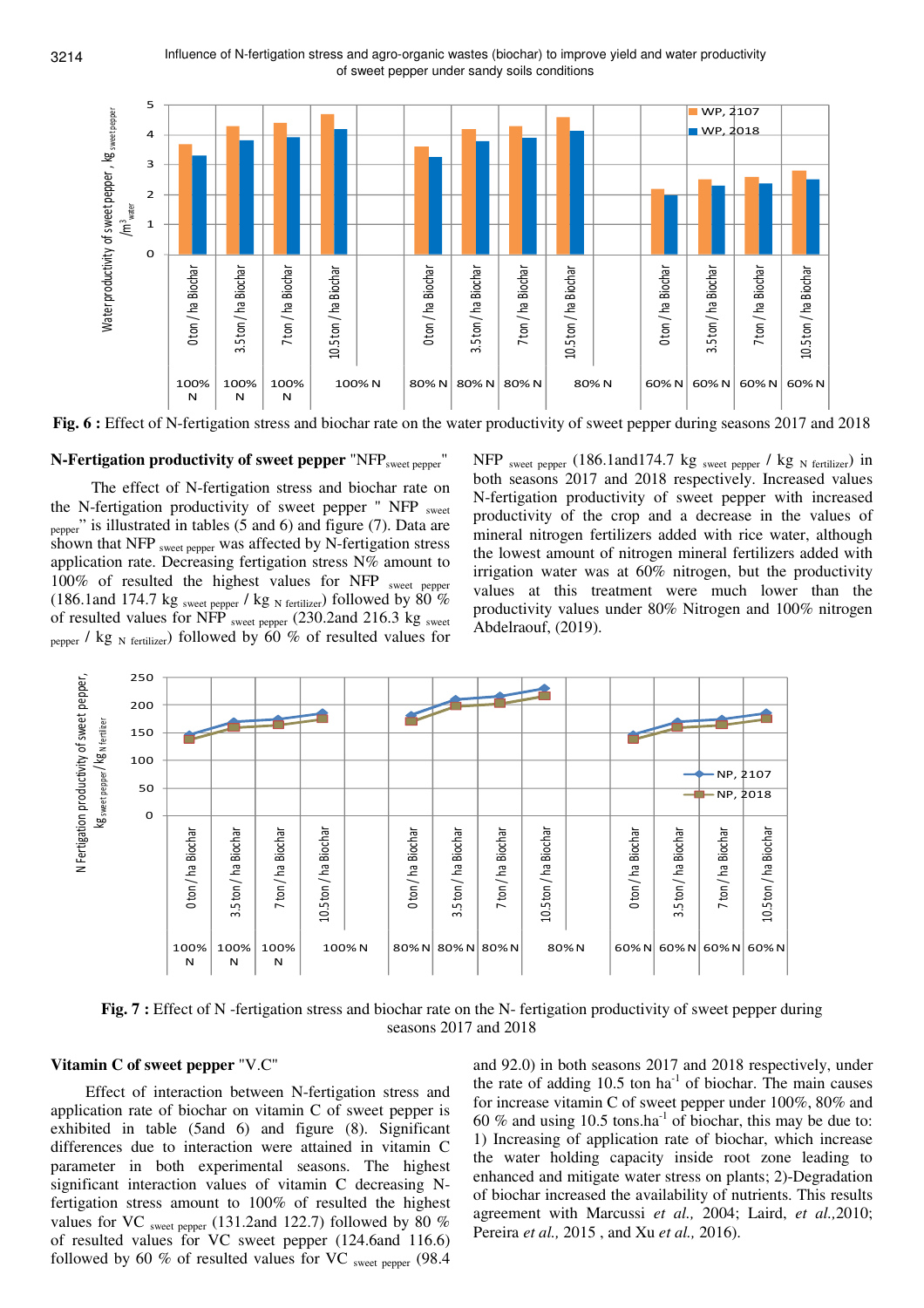Fig. 6 : Effect of N-fertigation stress and biochar rate on the water productivity of sweet pepper during seasons 2017 and 2018

**N-Fertigation productivity of sweet pepper** "$NFP_{sweet\ pepper}$"

The effect of N-fertigation stress and biochar rate on the N-fertigation productivity of sweet pepper " NFP $_{sweet\ pepper}$" is illustrated in tables (5 and 6) and figure (7). Data are shown that NFP $_{sweet\ pepper}$ was affected by N-fertigation stress application rate. Decreasing fertigation stress N% amount to 100% of resulted the highest values for NFP $_{sweet\ pepper}$ (186.1and 174.7 kg $_{sweet\ pepper}$ / kg $_{N\ fertilizer}$) followed by 80 % of resulted values for NFP $_{sweet\ pepper}$ (230.2and 216.3 kg $_{sweet\ pepper}$ / kg $_{N\ fertilizer}$) followed by 60 % of resulted values for NFP $_{sweet\ pepper}$ (186.1and174.7 kg $_{sweet\ pepper}$ / kg $_{N\ fertilizer}$) in both seasons 2017 and 2018 respectively. Increased values N-fertigation productivity of sweet pepper with increased productivity of the crop and a decrease in the values of mineral nitrogen fertilizers added with rice water, although the lowest amount of nitrogen mineral fertilizers added with irrigation water was at 60% nitrogen, but the productivity values at this treatment were much lower than the productivity values under 80% Nitrogen and 100% nitrogen Abdelraouf, (2019).

Fig. 7 : Effect of N -fertigation stress and biochar rate on the N- fertigation productivity of sweet pepper during seasons 2017 and 2018

**Vitamin C of sweet pepper** "V.C"

Effect of interaction between N-fertigation stress and application rate of biochar on vitamin C of sweet pepper is exhibited in table (5and 6) and figure (8). Significant differences due to interaction were attained in vitamin C parameter in both experimental seasons. The highest significant interaction values of vitamin C decreasing N-fertigation stress amount to 100% of resulted the highest values for VC $_{sweet\ pepper}$ (131.2and 122.7) followed by 80 % of resulted values for VC sweet pepper (124.6and 116.6) followed by 60 % of resulted values for VC $_{sweet\ pepper}$ (98.4 and 92.0) in both seasons 2017 and 2018 respectively, under the rate of adding 10.5 ton ha$^{-1}$ of biochar. The main causes for increase vitamin C of sweet pepper under 100%, 80% and 60 % and using 10.5 tons.ha$^{-1}$ of biochar, this may be due to: 1) Increasing of application rate of biochar, which increase the water holding capacity inside root zone leading to enhanced and mitigate water stress on plants; 2)-Degradation of biochar increased the availability of nutrients. This results agreement with Marcussi *et al.,* 2004; Laird, *et al.,*2010; Pereira *et al.,* 2015 , and Xu *et al.,* 2016).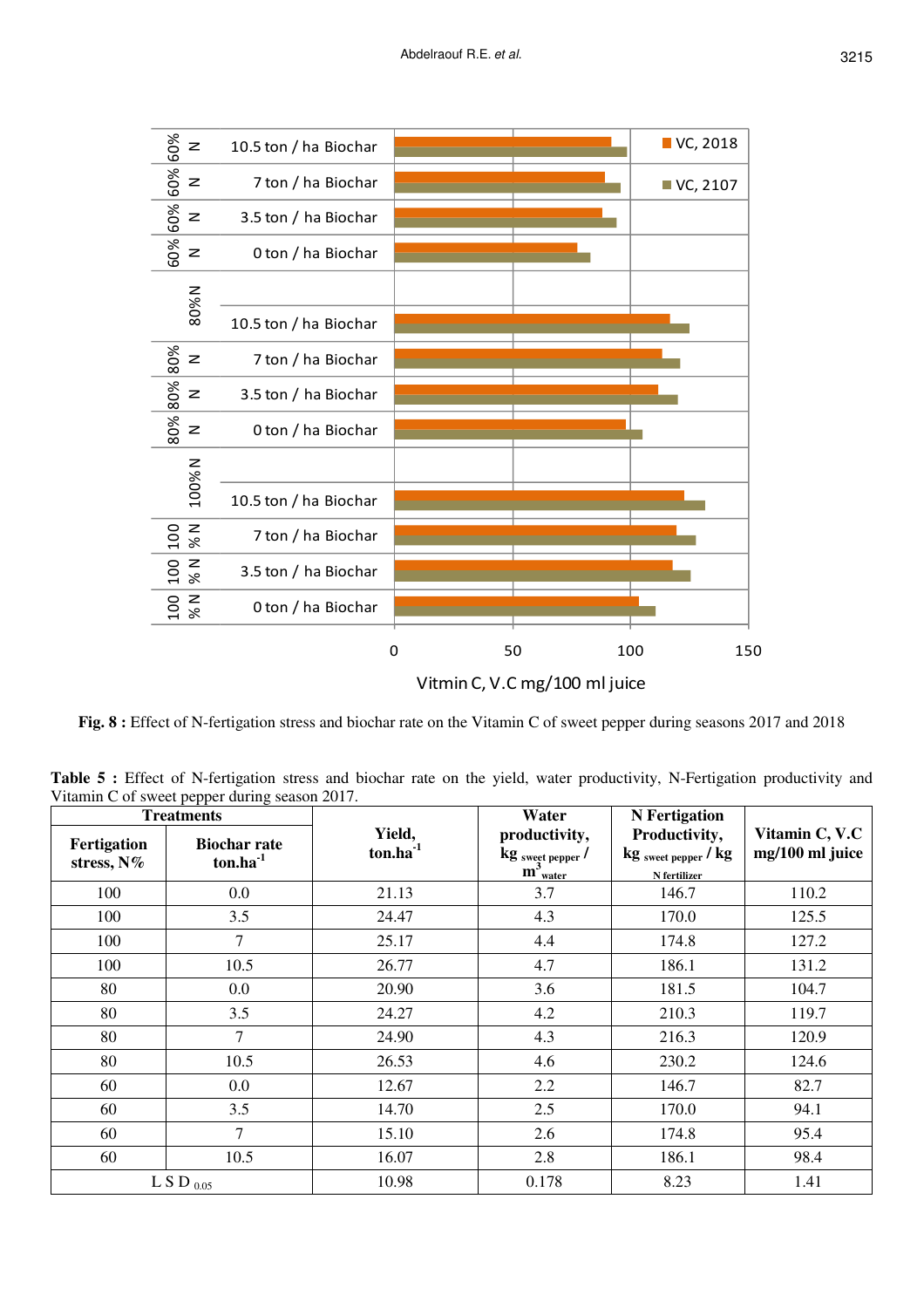**Fig. 8 :** Effect of N-fertigation stress and biochar rate on the Vitamin C of sweet pepper during seasons 2017 and 2018

**Table 5 :** Effect of N-fertigation stress and biochar rate on the yield, water productivity, N-Fertigation productivity and Vitamin C of sweet pepper during season 2017.

| Treatments | | Yield, ton.ha$^{-1}$ | Water productivity, kg $_{sweet\ pepper}$ / m$^{3}$ $_{water}$ | N Fertigation Productivity, kg $_{sweet\ pepper}$ / kg $_{N\ fertilizer}$ | Vitamin C, V.C mg/100 ml juice |
|---|---|---|---|---|---|
| **Fertigation stress, N%** | **Biochar rate ton.ha$^{-1}$** | | | | |
| 100 | 0.0 | 21.13 | 3.7 | 146.7 | 110.2 |
| 100 | 3.5 | 24.47 | 4.3 | 170.0 | 125.5 |
| 100 | 7 | 25.17 | 4.4 | 174.8 | 127.2 |
| 100 | 10.5 | 26.77 | 4.7 | 186.1 | 131.2 |
| 80 | 0.0 | 20.90 | 3.6 | 181.5 | 104.7 |
| 80 | 3.5 | 24.27 | 4.2 | 210.3 | 119.7 |
| 80 | 7 | 24.90 | 4.3 | 216.3 | 120.9 |
| 80 | 10.5 | 26.53 | 4.6 | 230.2 | 124.6 |
| 60 | 0.0 | 12.67 | 2.2 | 146.7 | 82.7 |
| 60 | 3.5 | 14.70 | 2.5 | 170.0 | 94.1 |
| 60 | 7 | 15.10 | 2.6 | 174.8 | 95.4 |
| 60 | 10.5 | 16.07 | 2.8 | 186.1 | 98.4 |
| L S D $_{0.05}$ | | 10.98 | 0.178 | 8.23 | 1.41 |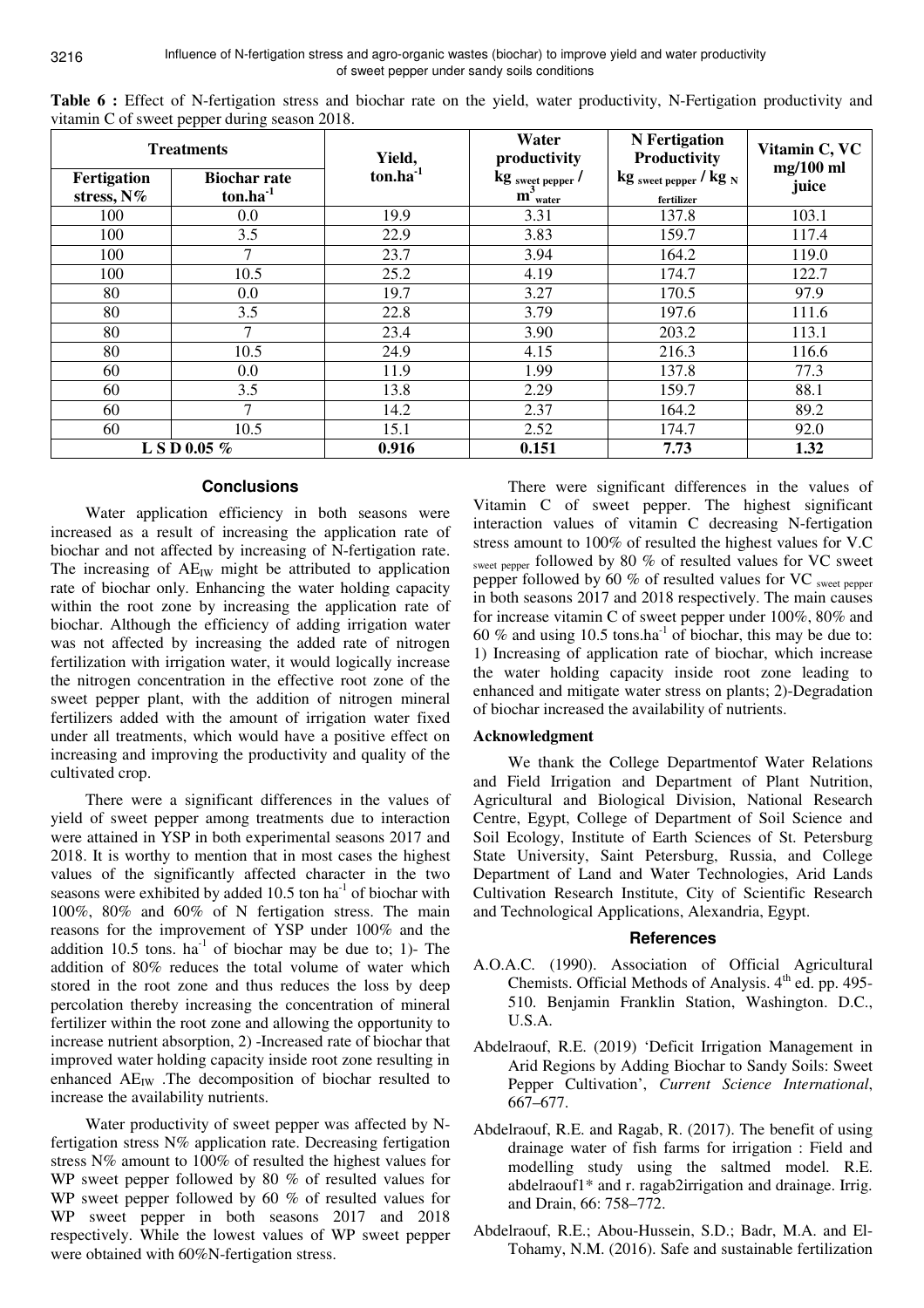**Table 6 :** Effect of N-fertigation stress and biochar rate on the yield, water productivity, N-Fertigation productivity and vitamin C of sweet pepper during season 2018.

| Treatments | | Yield, $ton.ha^{-1}$ | Water productivity $kg_{sweet\ pepper} / m^3_{water}$ | N Fertigation Productivity $kg_{sweet\ pepper} / kg_{N\ fertilizer}$ | Vitamin C, VC mg/100 ml juice |
|---|---|---|---|---|---|
| Fertigation stress, N% | Biochar rate $ton.ha^{-1}$ | | | | |
| 100 | 0.0 | 19.9 | 3.31 | 137.8 | 103.1 |
| 100 | 3.5 | 22.9 | 3.83 | 159.7 | 117.4 |
| 100 | 7 | 23.7 | 3.94 | 164.2 | 119.0 |
| 100 | 10.5 | 25.2 | 4.19 | 174.7 | 122.7 |
| 80 | 0.0 | 19.7 | 3.27 | 170.5 | 97.9 |
| 80 | 3.5 | 22.8 | 3.79 | 197.6 | 111.6 |
| 80 | 7 | 23.4 | 3.90 | 203.2 | 113.1 |
| 80 | 10.5 | 24.9 | 4.15 | 216.3 | 116.6 |
| 60 | 0.0 | 11.9 | 1.99 | 137.8 | 77.3 |
| 60 | 3.5 | 13.8 | 2.29 | 159.7 | 88.1 |
| 60 | 7 | 14.2 | 2.37 | 164.2 | 89.2 |
| 60 | 10.5 | 15.1 | 2.52 | 174.7 | 92.0 |
| L S D 0.05 % | | **0.916** | **0.151** | **7.73** | **1.32** |

## Conclusions

Water application efficiency in both seasons were increased as a result of increasing the application rate of biochar and not affected by increasing of N-fertigation rate. The increasing of $AE_{IW}$ might be attributed to application rate of biochar only. Enhancing the water holding capacity within the root zone by increasing the application rate of biochar. Although the efficiency of adding irrigation water was not affected by increasing the added rate of nitrogen fertilization with irrigation water, it would logically increase the nitrogen concentration in the effective root zone of the sweet pepper plant, with the addition of nitrogen mineral fertilizers added with the amount of irrigation water fixed under all treatments, which would have a positive effect on increasing and improving the productivity and quality of the cultivated crop.

There were a significant differences in the values of yield of sweet pepper among treatments due to interaction were attained in YSP in both experimental seasons 2017 and 2018. It is worthy to mention that in most cases the highest values of the significantly affected character in the two seasons were exhibited by added 10.5 ton $ha^{-1}$ of biochar with 100%, 80% and 60% of N fertigation stress. The main reasons for the improvement of YSP under 100% and the addition 10.5 tons. $ha^{-1}$ of biochar may be due to; 1)- The addition of 80% reduces the total volume of water which stored in the root zone and thus reduces the loss by deep percolation thereby increasing the concentration of mineral fertilizer within the root zone and allowing the opportunity to increase nutrient absorption, 2) -Increased rate of biochar that improved water holding capacity inside root zone resulting in enhanced $AE_{IW}$ .The decomposition of biochar resulted to increase the availability nutrients.

Water productivity of sweet pepper was affected by N-fertigation stress N% application rate. Decreasing fertigation stress N% amount to 100% of resulted the highest values for WP sweet pepper followed by 80 % of resulted values for WP sweet pepper followed by 60 % of resulted values for WP sweet pepper in both seasons 2017 and 2018 respectively. While the lowest values of WP sweet pepper were obtained with 60%N-fertigation stress.

There were significant differences in the values of Vitamin C of sweet pepper. The highest significant interaction values of vitamin C decreasing N-fertigation stress amount to 100% of resulted the highest values for $V.C_{sweet\ pepper}$ followed by 80 % of resulted values for VC sweet pepper followed by 60 % of resulted values for $VC_{sweet\ pepper}$ in both seasons 2017 and 2018 respectively. The main causes for increase vitamin C of sweet pepper under 100%, 80% and 60 % and using 10.5 $tons.ha^{-1}$ of biochar, this may be due to: 1) Increasing of application rate of biochar, which increase the water holding capacity inside root zone leading to enhanced and mitigate water stress on plants; 2)-Degradation of biochar increased the availability of nutrients.

### Acknowledgment

We thank the College Departmentof Water Relations and Field Irrigation and Department of Plant Nutrition, Agricultural and Biological Division, National Research Centre, Egypt, College of Department of Soil Science and Soil Ecology, Institute of Earth Sciences of St. Petersburg State University, Saint Petersburg, Russia, and College Department of Land and Water Technologies, Arid Lands Cultivation Research Institute, City of Scientific Research and Technological Applications, Alexandria, Egypt.

## References

A.O.A.C. (1990). Association of Official Agricultural Chemists. Official Methods of Analysis. 4th ed. pp. 495-510. Benjamin Franklin Station, Washington. D.C., U.S.A.

Abdelraouf, R.E. (2019) 'Deficit Irrigation Management in Arid Regions by Adding Biochar to Sandy Soils: Sweet Pepper Cultivation', *Current Science International*, 667–677.

Abdelraouf, R.E. and Ragab, R. (2017). The benefit of using drainage water of fish farms for irrigation : Field and modelling study using the saltmed model. R.E. abdelraouf1* and r. ragab2irrigation and drainage. Irrig. and Drain, 66: 758–772.

Abdelraouf, R.E.; Abou-Hussein, S.D.; Badr, M.A. and El-Tohamy, N.M. (2016). Safe and sustainable fertilization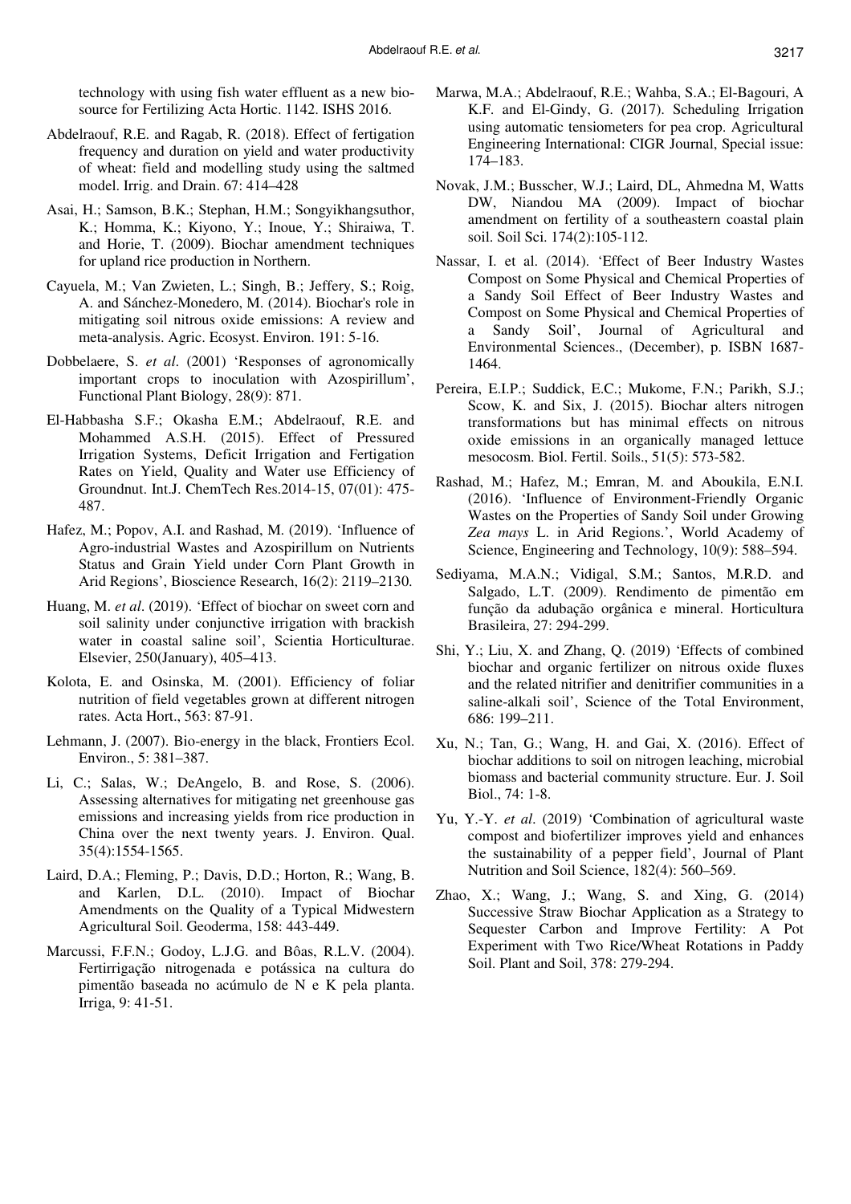technology with using fish water effluent as a new bio-source for Fertilizing Acta Hortic. 1142. ISHS 2016.

Abdelraouf, R.E. and Ragab, R. (2018). Effect of fertigation frequency and duration on yield and water productivity of wheat: field and modelling study using the saltmed model. Irrig. and Drain. 67: 414–428

Asai, H.; Samson, B.K.; Stephan, H.M.; Songyikhangsuthor, K.; Homma, K.; Kiyono, Y.; Inoue, Y.; Shiraiwa, T. and Horie, T. (2009). Biochar amendment techniques for upland rice production in Northern.

Cayuela, M.; Van Zwieten, L.; Singh, B.; Jeffery, S.; Roig, A. and Sánchez-Monedero, M. (2014). Biochar's role in mitigating soil nitrous oxide emissions: A review and meta-analysis. Agric. Ecosyst. Environ. 191: 5-16.

Dobbelaere, S. *et al*. (2001) 'Responses of agronomically important crops to inoculation with Azospirillum', Functional Plant Biology, 28(9): 871.

El-Habbasha S.F.; Okasha E.M.; Abdelraouf, R.E. and Mohammed A.S.H. (2015). Effect of Pressured Irrigation Systems, Deficit Irrigation and Fertigation Rates on Yield, Quality and Water use Efficiency of Groundnut. Int.J. ChemTech Res.2014-15, 07(01): 475-487.

Hafez, M.; Popov, A.I. and Rashad, M. (2019). 'Influence of Agro-industrial Wastes and Azospirillum on Nutrients Status and Grain Yield under Corn Plant Growth in Arid Regions', Bioscience Research, 16(2): 2119–2130.

Huang, M. *et al*. (2019). 'Effect of biochar on sweet corn and soil salinity under conjunctive irrigation with brackish water in coastal saline soil', Scientia Horticulturae. Elsevier, 250(January), 405–413.

Kolota, E. and Osinska, M. (2001). Efficiency of foliar nutrition of field vegetables grown at different nitrogen rates. Acta Hort., 563: 87-91.

Lehmann, J. (2007). Bio-energy in the black, Frontiers Ecol. Environ., 5: 381–387.

Li, C.; Salas, W.; DeAngelo, B. and Rose, S. (2006). Assessing alternatives for mitigating net greenhouse gas emissions and increasing yields from rice production in China over the next twenty years. J. Environ. Qual. 35(4):1554-1565.

Laird, D.A.; Fleming, P.; Davis, D.D.; Horton, R.; Wang, B. and Karlen, D.L. (2010). Impact of Biochar Amendments on the Quality of a Typical Midwestern Agricultural Soil. Geoderma, 158: 443-449.

Marcussi, F.F.N.; Godoy, L.J.G. and Bôas, R.L.V. (2004). Fertirrigação nitrogenada e potássica na cultura do pimentão baseada no acúmulo de N e K pela planta. Irriga, 9: 41-51.

Marwa, M.A.; Abdelraouf, R.E.; Wahba, S.A.; El-Bagouri, A K.F. and El-Gindy, G. (2017). Scheduling Irrigation using automatic tensiometers for pea crop. Agricultural Engineering International: CIGR Journal, Special issue: 174–183.

Novak, J.M.; Busscher, W.J.; Laird, DL, Ahmedna M, Watts DW, Niandou MA (2009). Impact of biochar amendment on fertility of a southeastern coastal plain soil. Soil Sci. 174(2):105-112.

Nassar, I. et al. (2014). 'Effect of Beer Industry Wastes Compost on Some Physical and Chemical Properties of a Sandy Soil Effect of Beer Industry Wastes and Compost on Some Physical and Chemical Properties of a Sandy Soil', Journal of Agricultural and Environmental Sciences., (December), p. ISBN 1687-1464.

Pereira, E.I.P.; Suddick, E.C.; Mukome, F.N.; Parikh, S.J.; Scow, K. and Six, J. (2015). Biochar alters nitrogen transformations but has minimal effects on nitrous oxide emissions in an organically managed lettuce mesocosm. Biol. Fertil. Soils., 51(5): 573-582.

Rashad, M.; Hafez, M.; Emran, M. and Aboukila, E.N.I. (2016). 'Influence of Environment-Friendly Organic Wastes on the Properties of Sandy Soil under Growing *Zea mays* L. in Arid Regions.', World Academy of Science, Engineering and Technology, 10(9): 588–594.

Sediyama, M.A.N.; Vidigal, S.M.; Santos, M.R.D. and Salgado, L.T. (2009). Rendimento de pimentão em função da adubação orgânica e mineral. Horticultura Brasileira, 27: 294-299.

Shi, Y.; Liu, X. and Zhang, Q. (2019) 'Effects of combined biochar and organic fertilizer on nitrous oxide fluxes and the related nitrifier and denitrifier communities in a saline-alkali soil', Science of the Total Environment, 686: 199–211.

Xu, N.; Tan, G.; Wang, H. and Gai, X. (2016). Effect of biochar additions to soil on nitrogen leaching, microbial biomass and bacterial community structure. Eur. J. Soil Biol., 74: 1-8.

Yu, Y.-Y. *et al*. (2019) 'Combination of agricultural waste compost and biofertilizer improves yield and enhances the sustainability of a pepper field', Journal of Plant Nutrition and Soil Science, 182(4): 560–569.

Zhao, X.; Wang, J.; Wang, S. and Xing, G. (2014) Successive Straw Biochar Application as a Strategy to Sequester Carbon and Improve Fertility: A Pot Experiment with Two Rice/Wheat Rotations in Paddy Soil. Plant and Soil, 378: 279-294.